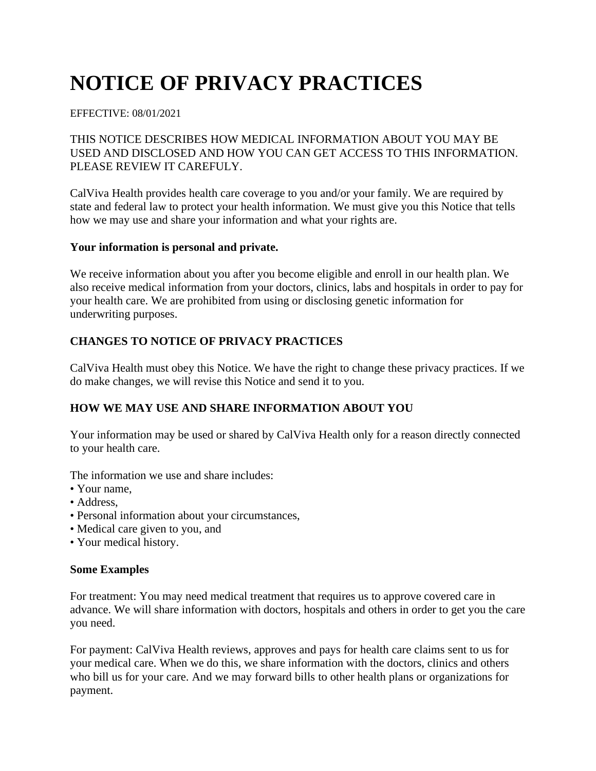# NOTICE OF PRIVACY PRACTICES

EFFECTIVE: 08/01/2021

THIS NOTICE DESCRIBES HOW MEDICAL INFORMATION ABOUT YOU MAY BE USED AND DISCLOSED AND HOW YOU CAN GET ACCESS TO THIS INFORMATION. PLEASE REVIEW IT CAREFULY.

CalViva Health provides health care coverage to you and/or your family. We are required by state and federal law to protect your health information. We must give you this Notice that tells how we may use and share your information and what your rights are.

**Your information is personal and private.**

We receive information about you after you become eligible and enroll in our health plan. We also receive medical information from your doctors, clinics, labs and hospitals in order to pay for your health care. We are prohibited from using or disclosing genetic information for underwriting purposes.

**CHANGES TO NOTICE OF PRIVACY PRACTICES**

CalViva Health must obey this Notice. We have the right to change these privacy practices. If we do make changes, we will revise this Notice and send it to you.

**HOW WE MAY USE AND SHARE INFORMATION ABOUT YOU**

Your information may be used or shared by CalViva Health only for a reason directly connected to your health care.

The information we use and share includes:
- Your name,
- Address,
- Personal information about your circumstances,
- Medical care given to you, and
- Your medical history.

**Some Examples**

For treatment: You may need medical treatment that requires us to approve covered care in advance. We will share information with doctors, hospitals and others in order to get you the care you need.

For payment: CalViva Health reviews, approves and pays for health care claims sent to us for your medical care. When we do this, we share information with the doctors, clinics and others who bill us for your care. And we may forward bills to other health plans or organizations for payment.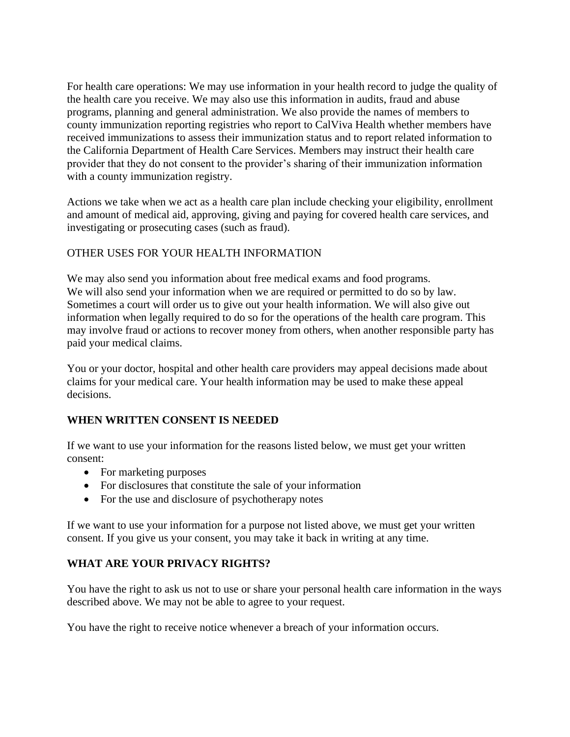For health care operations: We may use information in your health record to judge the quality of the health care you receive. We may also use this information in audits, fraud and abuse programs, planning and general administration. We also provide the names of members to county immunization reporting registries who report to CalViva Health whether members have received immunizations to assess their immunization status and to report related information to the California Department of Health Care Services. Members may instruct their health care provider that they do not consent to the provider's sharing of their immunization information with a county immunization registry.

Actions we take when we act as a health care plan include checking your eligibility, enrollment and amount of medical aid, approving, giving and paying for covered health care services, and investigating or prosecuting cases (such as fraud).

OTHER USES FOR YOUR HEALTH INFORMATION

We may also send you information about free medical exams and food programs.
We will also send your information when we are required or permitted to do so by law. Sometimes a court will order us to give out your health information. We will also give out information when legally required to do so for the operations of the health care program. This may involve fraud or actions to recover money from others, when another responsible party has paid your medical claims.

You or your doctor, hospital and other health care providers may appeal decisions made about claims for your medical care. Your health information may be used to make these appeal decisions.

**WHEN WRITTEN CONSENT IS NEEDED**

If we want to use your information for the reasons listed below, we must get your written consent:

- For marketing purposes
- For disclosures that constitute the sale of your information
- For the use and disclosure of psychotherapy notes

If we want to use your information for a purpose not listed above, we must get your written consent. If you give us your consent, you may take it back in writing at any time.

**WHAT ARE YOUR PRIVACY RIGHTS?**

You have the right to ask us not to use or share your personal health care information in the ways described above. We may not be able to agree to your request.

You have the right to receive notice whenever a breach of your information occurs.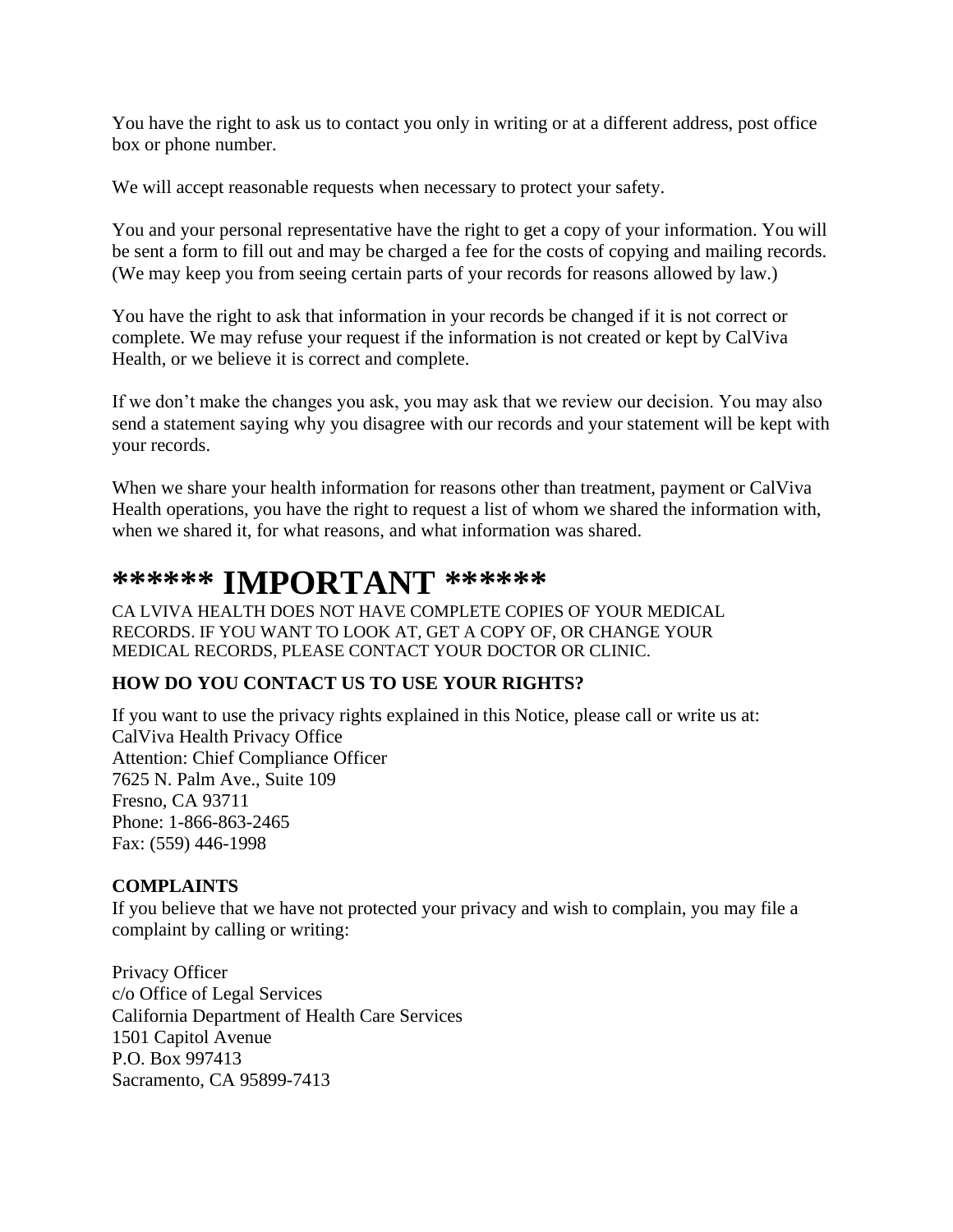You have the right to ask us to contact you only in writing or at a different address, post office box or phone number.

We will accept reasonable requests when necessary to protect your safety.

You and your personal representative have the right to get a copy of your information. You will be sent a form to fill out and may be charged a fee for the costs of copying and mailing records. (We may keep you from seeing certain parts of your records for reasons allowed by law.)

You have the right to ask that information in your records be changed if it is not correct or complete. We may refuse your request if the information is not created or kept by CalViva Health, or we believe it is correct and complete.

If we don't make the changes you ask, you may ask that we review our decision. You may also send a statement saying why you disagree with our records and your statement will be kept with your records.

When we share your health information for reasons other than treatment, payment or CalViva Health operations, you have the right to request a list of whom we shared the information with, when we shared it, for what reasons, and what information was shared.

# ****** IMPORTANT ******

CA LVIVA HEALTH DOES NOT HAVE COMPLETE COPIES OF YOUR MEDICAL RECORDS. IF YOU WANT TO LOOK AT, GET A COPY OF, OR CHANGE YOUR MEDICAL RECORDS, PLEASE CONTACT YOUR DOCTOR OR CLINIC.

**HOW DO YOU CONTACT US TO USE YOUR RIGHTS?**

If you want to use the privacy rights explained in this Notice, please call or write us at:
CalViva Health Privacy Office
Attention: Chief Compliance Officer
7625 N. Palm Ave., Suite 109
Fresno, CA 93711
Phone: 1-866-863-2465
Fax: (559) 446-1998

**COMPLAINTS**

If you believe that we have not protected your privacy and wish to complain, you may file a complaint by calling or writing:

Privacy Officer
c/o Office of Legal Services
California Department of Health Care Services
1501 Capitol Avenue
P.O. Box 997413
Sacramento, CA 95899-7413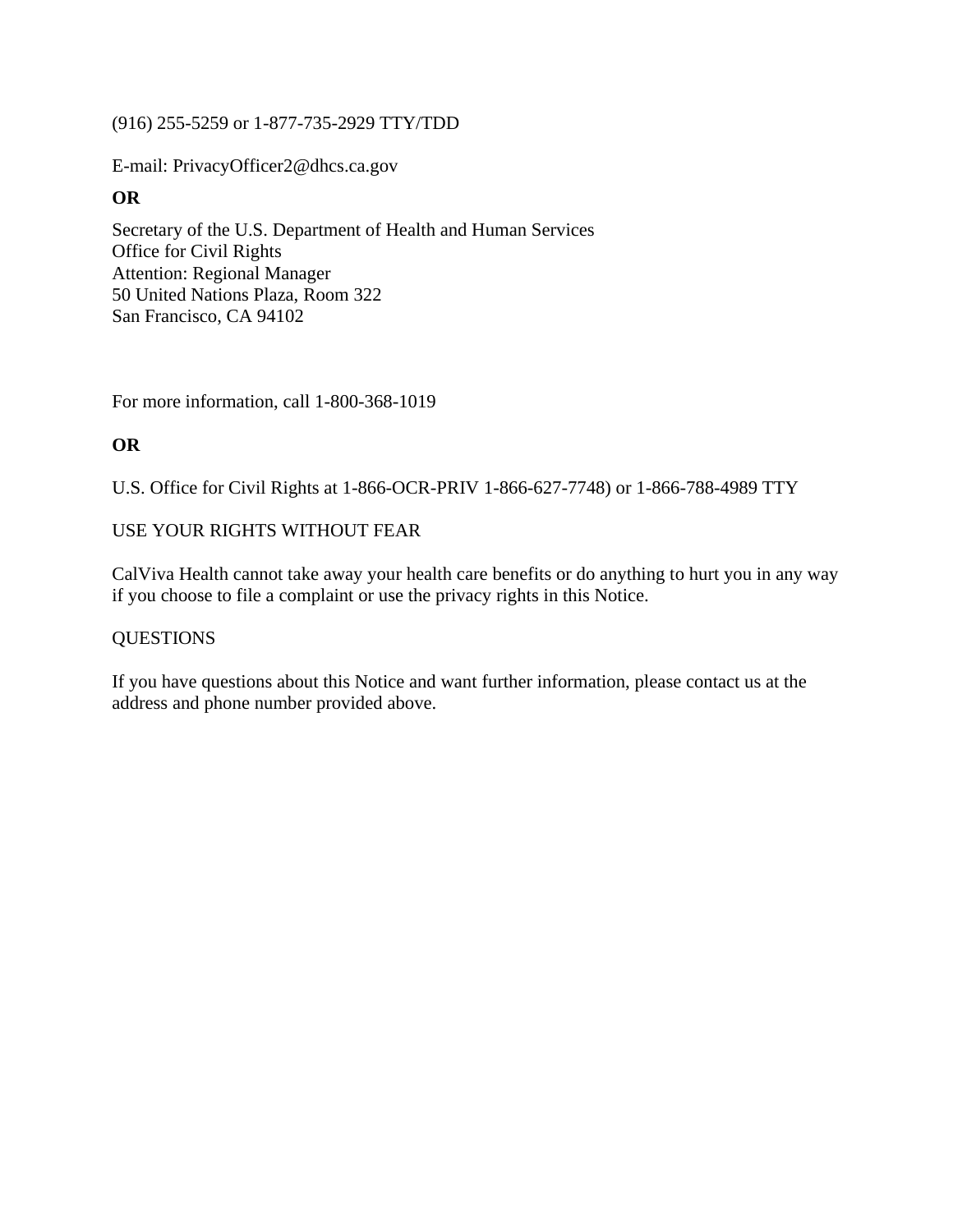(916) 255-5259 or 1-877-735-2929 TTY/TDD

E-mail: PrivacyOfficer2@dhcs.ca.gov

**OR**

Secretary of the U.S. Department of Health and Human Services
Office for Civil Rights
Attention: Regional Manager
50 United Nations Plaza, Room 322
San Francisco, CA 94102

For more information, call 1-800-368-1019

**OR**

U.S. Office for Civil Rights at 1-866-OCR-PRIV 1-866-627-7748) or 1-866-788-4989 TTY

USE YOUR RIGHTS WITHOUT FEAR

CalViva Health cannot take away your health care benefits or do anything to hurt you in any way if you choose to file a complaint or use the privacy rights in this Notice.

QUESTIONS

If you have questions about this Notice and want further information, please contact us at the address and phone number provided above.